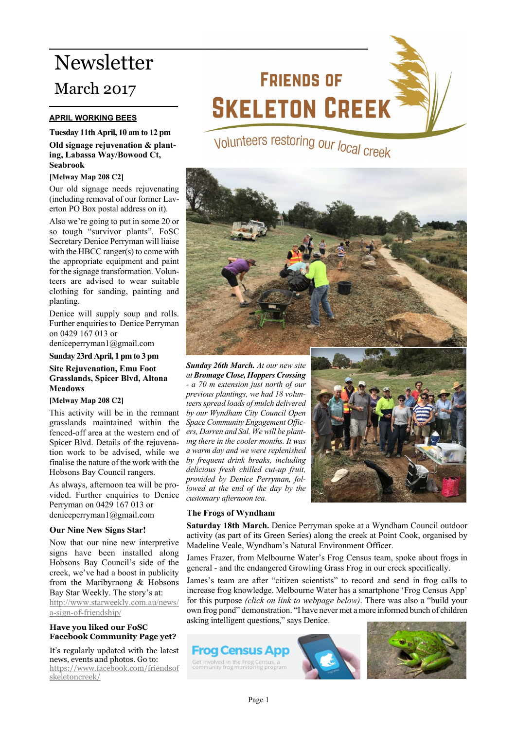# Newsletter

March 2017

# FRIENDS OF SKELETON CREEK

Volunteers restoring our local creek

## APRIL WORKING BEES

**Tuesday 11th April, 10 am to 12 pm**

**Old signage rejuvenation & planting, Labassa Way/Bowood Ct, Seabrook**

**[Melway Map 208 C2]**

Our old signage needs rejuvenating (including removal of our former Laverton PO Box postal address on it).

Also we're going to put in some 20 or so tough "survivor plants". FoSC Secretary Denice Perryman will liaise with the HBCC ranger(s) to come with the appropriate equipment and paint for the signage transformation. Volunteers are advised to wear suitable clothing for sanding, painting and planting.

Denice will supply soup and rolls. Further enquiries to Denice Perryman on 0429 167 013 or deniceperryman1@gmail.com

**Sunday 23rd April, 1 pm to 3 pm**

**Site Rejuvenation, Emu Foot Grasslands, Spicer Blvd, Altona Meadows**

**[Melway Map 208 C2]**

This activity will be in the remnant grasslands maintained within the fenced-off area at the western end of Spicer Blvd. Details of the rejuvenation work to be advised, while we finalise the nature of the work with the Hobsons Bay Council rangers.

As always, afternoon tea will be provided. Further enquiries to Denice Perryman on 0429 167 013 or deniceperryman1@gmail.com

### Our Nine New Signs Star!

Now that our nine new interpretive signs have been installed along Hobsons Bay Council's side of the creek, we've had a boost in publicity from the Maribyrnong & Hobsons Bay Star Weekly. The story's at: http://www.starweekly.com.au/news/a-sign-of-friendship/

### Have you liked our FoSC Facebook Community Page yet?

It's regularly updated with the latest news, events and photos. Go to: https://www.facebook.com/friendsofskeletoncreek/

***Sunday 26th March.*** *At our new site at* ***Bromage Close, Hoppers Crossing*** *- a 70 m extension just north of our previous plantings, we had 18 volunteers spread loads of mulch delivered by our Wyndham City Council Open Space Community Engagement Officers, Darren and Sal. We will be planting there in the cooler months. It was a warm day and we were replenished by frequent drink breaks, including delicious fresh chilled cut-up fruit, provided by Denice Perryman, followed at the end of the day by the customary afternoon tea.*

### The Frogs of Wyndham

**Saturday 18th March.** Denice Perryman spoke at a Wyndham Council outdoor activity (as part of its Green Series) along the creek at Point Cook, organised by Madeline Veale, Wyndham's Natural Environment Officer.

James Frazer, from Melbourne Water's Frog Census team, spoke about frogs in general - and the endangered Growling Grass Frog in our creek specifically.

James's team are after "citizen scientists" to record and send in frog calls to increase frog knowledge. Melbourne Water has a smartphone 'Frog Census App' for this purpose *(click on link to webpage below)*. There was also a "build your own frog pond" demonstration. "I have never met a more informed bunch of children asking intelligent questions," says Denice.

Frog Census App

Get involved in the Frog Census, a community frog monitoring program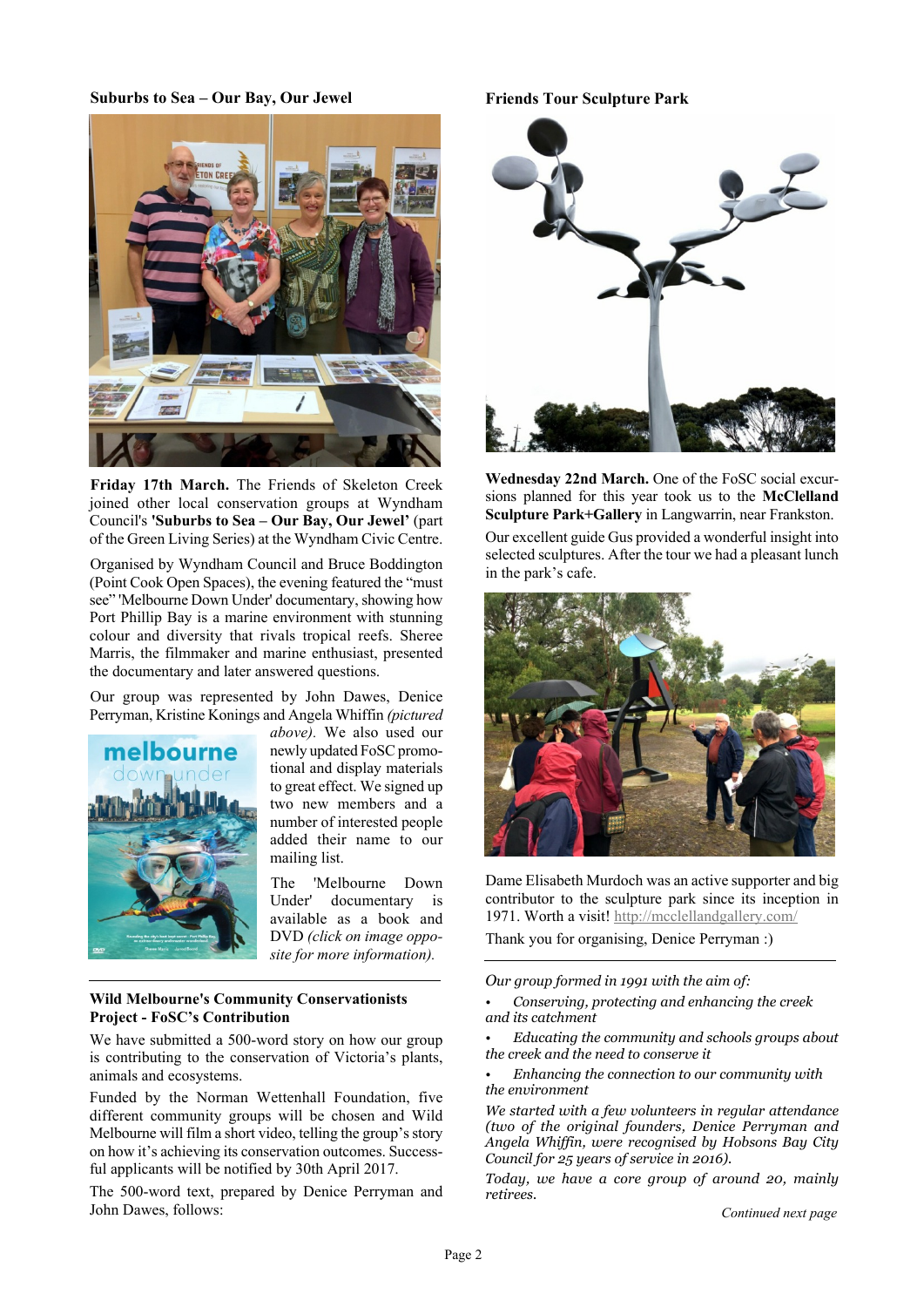### Suburbs to Sea – Our Bay, Our Jewel

**Friday 17th March.** The Friends of Skeleton Creek joined other local conservation groups at Wyndham Council's **'Suburbs to Sea – Our Bay, Our Jewel'** (part of the Green Living Series) at the Wyndham Civic Centre.

Organised by Wyndham Council and Bruce Boddington (Point Cook Open Spaces), the evening featured the "must see" 'Melbourne Down Under' documentary, showing how Port Phillip Bay is a marine environment with stunning colour and diversity that rivals tropical reefs. Sheree Marris, the filmmaker and marine enthusiast, presented the documentary and later answered questions.

Our group was represented by John Dawes, Denice Perryman, Kristine Konings and Angela Whiffin *(pictured above).* We also used our newly updated FoSC promotional and display materials to great effect. We signed up two new members and a number of interested people added their name to our mailing list.

The 'Melbourne Down Under' documentary is available as a book and DVD *(click on image opposite for more information).*

### Wild Melbourne's Community Conservationists Project - FoSC's Contribution

We have submitted a 500-word story on how our group is contributing to the conservation of Victoria's plants, animals and ecosystems.

Funded by the Norman Wettenhall Foundation, five different community groups will be chosen and Wild Melbourne will film a short video, telling the group's story on how it's achieving its conservation outcomes. Successful applicants will be notified by 30th April 2017.

The 500-word text, prepared by Denice Perryman and John Dawes, follows:

### Friends Tour Sculpture Park

**Wednesday 22nd March.** One of the FoSC social excursions planned for this year took us to the **McClelland Sculpture Park+Gallery** in Langwarrin, near Frankston.

Our excellent guide Gus provided a wonderful insight into selected sculptures. After the tour we had a pleasant lunch in the park's cafe.

Dame Elisabeth Murdoch was an active supporter and big contributor to the sculpture park since its inception in 1971. Worth a visit! http://mcclellandgallery.com/

Thank you for organising, Denice Perryman :)

---

*Our group formed in 1991 with the aim of:*

- *Conserving, protecting and enhancing the creek and its catchment*
- *Educating the community and schools groups about the creek and the need to conserve it*
- *Enhancing the connection to our community with the environment*

*We started with a few volunteers in regular attendance (two of the original founders, Denice Perryman and Angela Whiffin, were recognised by Hobsons Bay City Council for 25 years of service in 2016).*

*Today, we have a core group of around 20, mainly retirees.*

*Continued next page*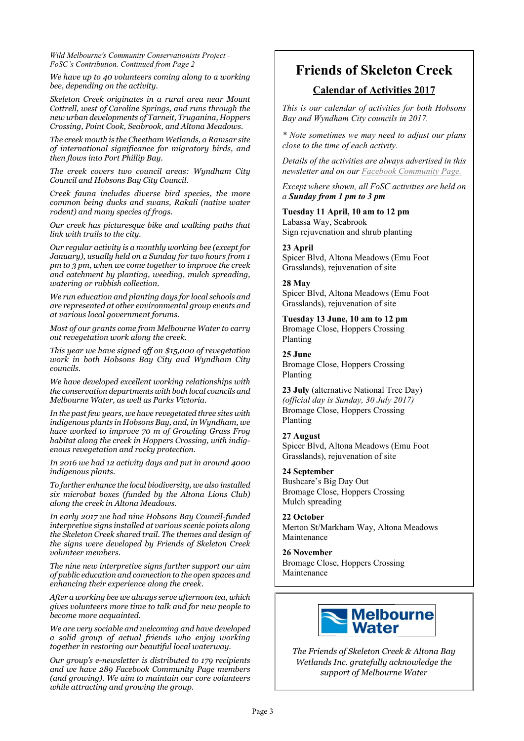*Wild Melbourne's Community Conservationists Project - FoSC's Contribution. Continued from Page 2*

*We have up to 40 volunteers coming along to a working bee, depending on the activity.*

*Skeleton Creek originates in a rural area near Mount Cottrell, west of Caroline Springs, and runs through the new urban developments of Tarneit, Truganina, Hoppers Crossing, Point Cook, Seabrook, and Altona Meadows.*

*The creek mouth is the Cheetham Wetlands, a Ramsar site of international significance for migratory birds, and then flows into Port Phillip Bay.*

*The creek covers two council areas: Wyndham City Council and Hobsons Bay City Council.*

*Creek fauna includes diverse bird species, the more common being ducks and swans, Rakali (native water rodent) and many species of frogs.*

*Our creek has picturesque bike and walking paths that link with trails to the city.*

*Our regular activity is a monthly working bee (except for January), usually held on a Sunday for two hours from 1 pm to 3 pm, when we come together to improve the creek and catchment by planting, weeding, mulch spreading, watering or rubbish collection.*

*We run education and planting days for local schools and are represented at other environmental group events and at various local government forums.*

*Most of our grants come from Melbourne Water to carry out revegetation work along the creek.*

*This year we have signed off on $15,000 of revegetation work in both Hobsons Bay City and Wyndham City councils.*

*We have developed excellent working relationships with the conservation departments with both local councils and Melbourne Water, as well as Parks Victoria.*

*In the past few years, we have revegetated three sites with indigenous plants in Hobsons Bay, and, in Wyndham, we have worked to improve 70 m of Growling Grass Frog habitat along the creek in Hoppers Crossing, with indigenous revegetation and rocky protection.*

*In 2016 we had 12 activity days and put in around 4000 indigenous plants.*

*To further enhance the local biodiversity, we also installed six microbat boxes (funded by the Altona Lions Club) along the creek in Altona Meadows.*

*In early 2017 we had nine Hobsons Bay Council-funded interpretive signs installed at various scenic points along the Skeleton Creek shared trail. The themes and design of the signs were developed by Friends of Skeleton Creek volunteer members.*

*The nine new interpretive signs further support our aim of public education and connection to the open spaces and enhancing their experience along the creek.*

*After a working bee we always serve afternoon tea, which gives volunteers more time to talk and for new people to become more acquainted.*

*We are very sociable and welcoming and have developed a solid group of actual friends who enjoy working together in restoring our beautiful local waterway.*

*Our group's e-newsletter is distributed to 179 recipients and we have 289 Facebook Community Page members (and growing). We aim to maintain our core volunteers while attracting and growing the group.*

# Friends of Skeleton Creek

## Calendar of Activities 2017

*This is our calendar of activities for both Hobsons Bay and Wyndham City councils in 2017.*

** Note sometimes we may need to adjust our plans close to the time of each activity.*

*Details of the activities are always advertised in this newsletter and on our Facebook Community Page.*

*Except where shown, all FoSC activities are held on a **Sunday from 1 pm to 3 pm***

**Tuesday 11 April, 10 am to 12 pm**
Labassa Way, Seabrook
Sign rejuvenation and shrub planting

**23 April**
Spicer Blvd, Altona Meadows (Emu Foot Grasslands), rejuvenation of site

**28 May**
Spicer Blvd, Altona Meadows (Emu Foot Grasslands), rejuvenation of site

**Tuesday 13 June, 10 am to 12 pm**
Bromage Close, Hoppers Crossing
Planting

**25 June**
Bromage Close, Hoppers Crossing
Planting

**23 July** (alternative National Tree Day)
*(official day is Sunday, 30 July 2017)*
Bromage Close, Hoppers Crossing
Planting

**27 August**
Spicer Blvd, Altona Meadows (Emu Foot Grasslands), rejuvenation of site

**24 September**
Bushcare's Big Day Out
Bromage Close, Hoppers Crossing
Mulch spreading

**22 October**
Merton St/Markham Way, Altona Meadows
Maintenance

**26 November**
Bromage Close, Hoppers Crossing
Maintenance

Melbourne Water

*The Friends of Skeleton Creek & Altona Bay Wetlands Inc. gratefully acknowledge the support of Melbourne Water*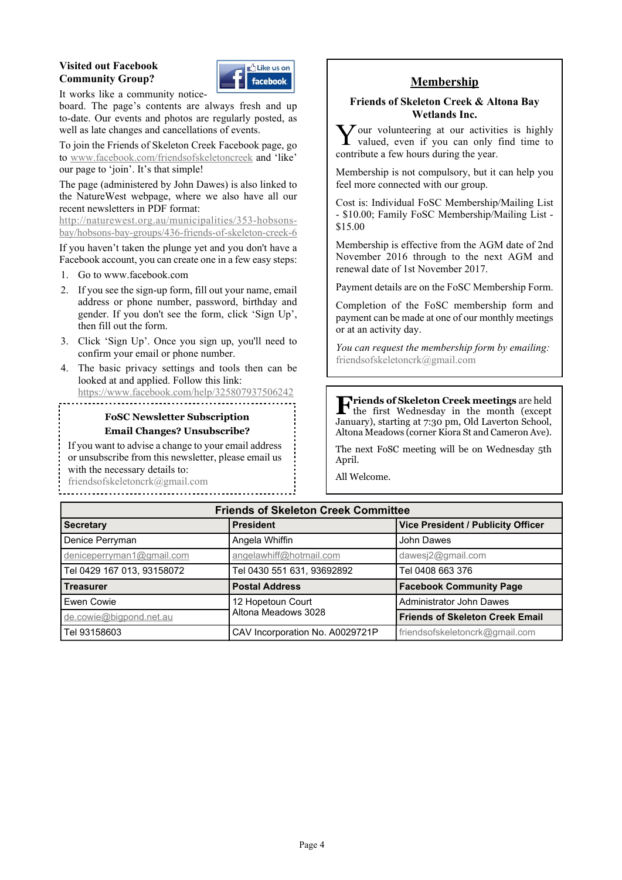**Visited out Facebook Community Group?**

It works like a community notice-board. The page's contents are always fresh and up to-date. Our events and photos are regularly posted, as well as late changes and cancellations of events.

To join the Friends of Skeleton Creek Facebook page, go to www.facebook.com/friendsofskeletoncreek and 'like' our page to 'join'. It's that simple!

The page (administered by John Dawes) is also linked to the NatureWest webpage, where we also have all our recent newsletters in PDF format: http://naturewest.org.au/municipalities/353-hobsons-bay/hobsons-bay-groups/436-friends-of-skeleton-creek-6

If you haven't taken the plunge yet and you don't have a Facebook account, you can create one in a few easy steps:

1. Go to www.facebook.com
2. If you see the sign-up form, fill out your name, email address or phone number, password, birthday and gender. If you don't see the form, click 'Sign Up', then fill out the form.
3. Click 'Sign Up'. Once you sign up, you'll need to confirm your email or phone number.
4. The basic privacy settings and tools then can be looked at and applied. Follow this link: https://www.facebook.com/help/325807937506242

**FoSC Newsletter Subscription**
**Email Changes? Unsubscribe?**

If you want to advise a change to your email address or unsubscribe from this newsletter, please email us with the necessary details to: friendsofskeletoncrk@gmail.com

## Membership

**Friends of Skeleton Creek & Altona Bay Wetlands Inc.**

Your volunteering at our activities is highly valued, even if you can only find time to contribute a few hours during the year.

Membership is not compulsory, but it can help you feel more connected with our group.

Cost is: Individual FoSC Membership/Mailing List - $10.00; Family FoSC Membership/Mailing List - $15.00

Membership is effective from the AGM date of 2nd November 2016 through to the next AGM and renewal date of 1st November 2017.

Payment details are on the FoSC Membership Form.

Completion of the FoSC membership form and payment can be made at one of our monthly meetings or at an activity day.

*You can request the membership form by emailing:* friendsofskeletoncrk@gmail.com

**Friends of Skeleton Creek meetings** are held the first Wednesday in the month (except January), starting at 7:30 pm, Old Laverton School, Altona Meadows (corner Kiora St and Cameron Ave).

The next FoSC meeting will be on Wednesday 5th April.

All Welcome.

| Friends of Skeleton Creek Committee | | |
|---|---|---|
| **Secretary** | **President** | **Vice President / Publicity Officer** |
| Denice Perryman | Angela Whiffin | John Dawes |
| deniceperryman1@gmail.com | angelawhiff@hotmail.com | dawesj2@gmail.com |
| Tel 0429 167 013, 93158072 | Tel 0430 551 631, 93692892 | Tel 0408 663 376 |
| **Treasurer** | **Postal Address** | **Facebook Community Page** |
| Ewen Cowie | 12 Hopetoun Court Altona Meadows 3028 | Administrator John Dawes |
| de.cowie@bigpond.net.au | | **Friends of Skeleton Creek Email** |
| Tel 93158603 | CAV Incorporation No. A0029721P | friendsofskeletoncrk@gmail.com |